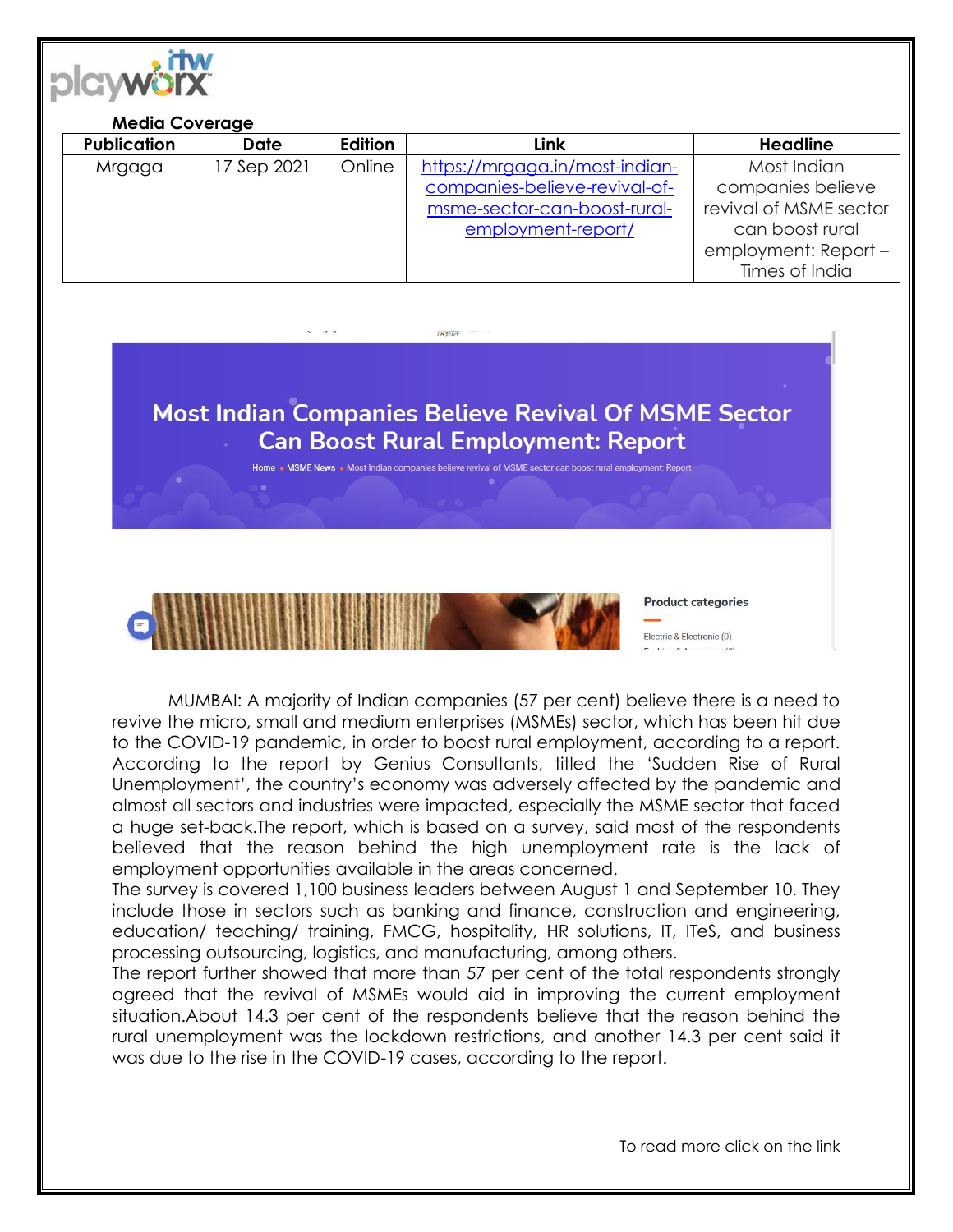**Media Coverage**

| Publication | Date | Edition | Link | Headline |
|---|---|---|---|---|
| Mrgaga | 17 Sep 2021 | Online | https://mrgaga.in/most-indian-companies-believe-revival-of-msme-sector-can-boost-rural-employment-report/ | Most Indian companies believe revival of MSME sector can boost rural employment: Report – Times of India |

# Most Indian Companies Believe Revival Of MSME Sector Can Boost Rural Employment: Report

Home • MSME News • Most Indian companies believe revival of MSME sector can boost rural employment: Report

Product categories

Electric & Electronic (0)

MUMBAI: A majority of Indian companies (57 per cent) believe there is a need to revive the micro, small and medium enterprises (MSMEs) sector, which has been hit due to the COVID-19 pandemic, in order to boost rural employment, according to a report. According to the report by Genius Consultants, titled the 'Sudden Rise of Rural Unemployment', the country's economy was adversely affected by the pandemic and almost all sectors and industries were impacted, especially the MSME sector that faced a huge set-back.The report, which is based on a survey, said most of the respondents believed that the reason behind the high unemployment rate is the lack of employment opportunities available in the areas concerned.

The survey is covered 1,100 business leaders between August 1 and September 10. They include those in sectors such as banking and finance, construction and engineering, education/ teaching/ training, FMCG, hospitality, HR solutions, IT, ITeS, and business processing outsourcing, logistics, and manufacturing, among others.

The report further showed that more than 57 per cent of the total respondents strongly agreed that the revival of MSMEs would aid in improving the current employment situation.About 14.3 per cent of the respondents believe that the reason behind the rural unemployment was the lockdown restrictions, and another 14.3 per cent said it was due to the rise in the COVID-19 cases, according to the report.

To read more click on the link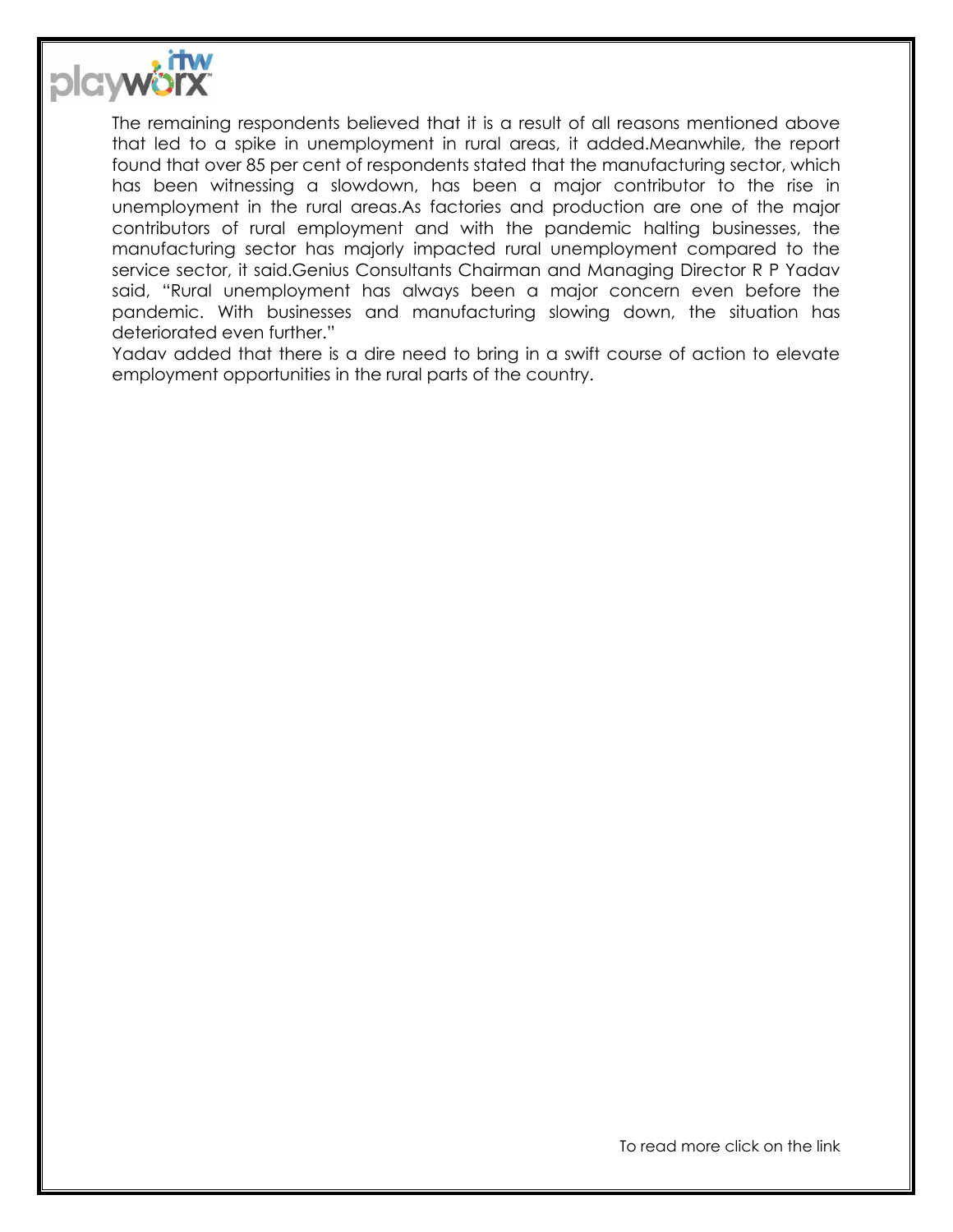The remaining respondents believed that it is a result of all reasons mentioned above that led to a spike in unemployment in rural areas, it added.Meanwhile, the report found that over 85 per cent of respondents stated that the manufacturing sector, which has been witnessing a slowdown, has been a major contributor to the rise in unemployment in the rural areas.As factories and production are one of the major contributors of rural employment and with the pandemic halting businesses, the manufacturing sector has majorly impacted rural unemployment compared to the service sector, it said.Genius Consultants Chairman and Managing Director R P Yadav said, "Rural unemployment has always been a major concern even before the pandemic. With businesses and manufacturing slowing down, the situation has deteriorated even further."

Yadav added that there is a dire need to bring in a swift course of action to elevate employment opportunities in the rural parts of the country.

To read more click on the link